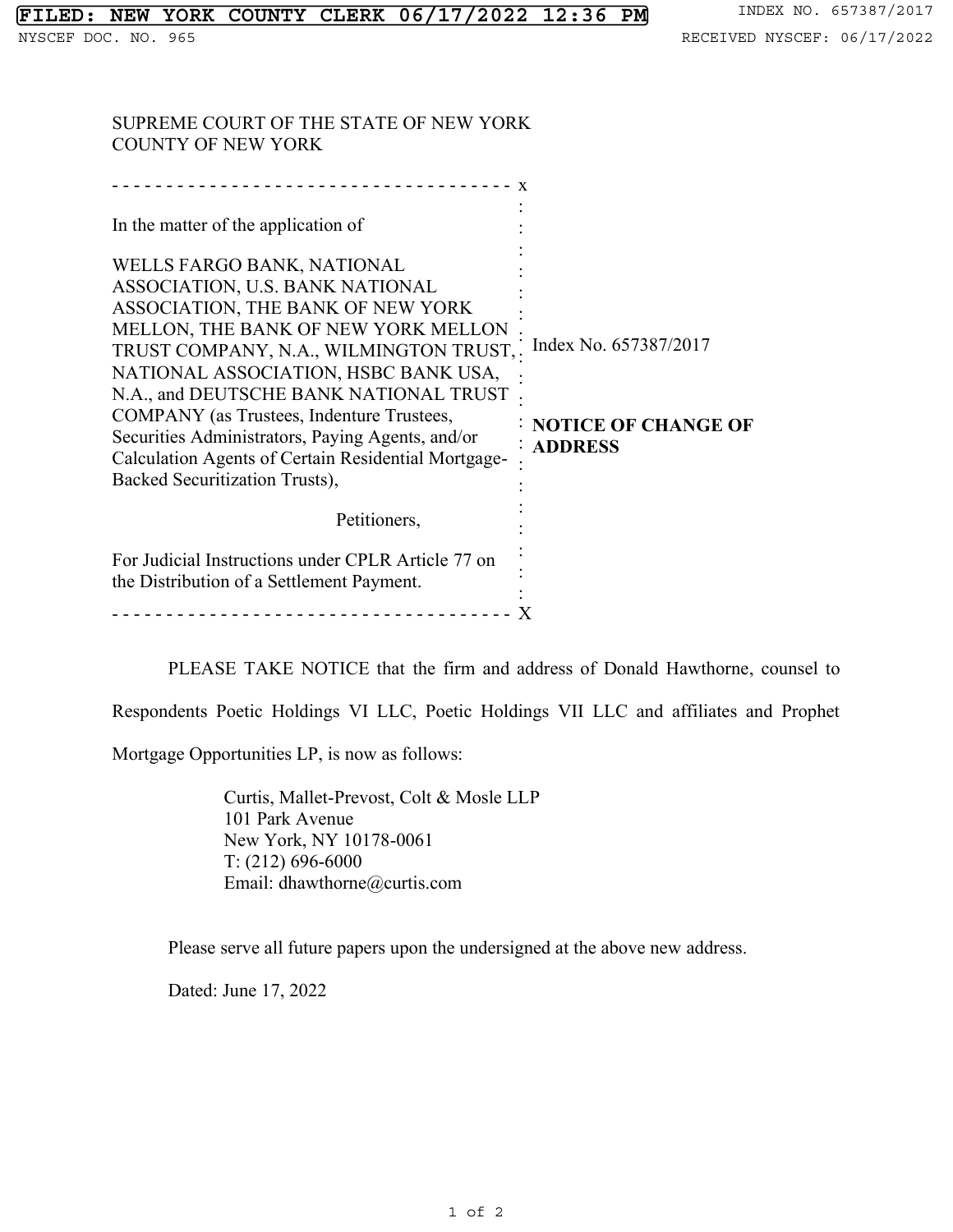FILED: NEW YORK COUNTY CLERK 06/17/2022 12:36 PM INDEX NO. 657387/2017

NYSCEF DOC. NO. 965 RECEIVED NYSCEF: 06/17/2022

SUPREME COURT OF THE STATE OF NEW YORK
COUNTY OF NEW YORK

| | |
|---|---|
| In the matter of the application of<br><br>WELLS FARGO BANK, NATIONAL ASSOCIATION, U.S. BANK NATIONAL ASSOCIATION, THE BANK OF NEW YORK MELLON, THE BANK OF NEW YORK MELLON TRUST COMPANY, N.A., WILMINGTON TRUST, NATIONAL ASSOCIATION, HSBC BANK USA, N.A., and DEUTSCHE BANK NATIONAL TRUST COMPANY (as Trustees, Indenture Trustees, Securities Administrators, Paying Agents, and/or Calculation Agents of Certain Residential Mortgage-Backed Securitization Trusts),<br><br>Petitioners,<br><br>For Judicial Instructions under CPLR Article 77 on the Distribution of a Settlement Payment. | Index No. 657387/2017<br><br>**NOTICE OF CHANGE OF ADDRESS** |

PLEASE TAKE NOTICE that the firm and address of Donald Hawthorne, counsel to Respondents Poetic Holdings VI LLC, Poetic Holdings VII LLC and affiliates and Prophet Mortgage Opportunities LP, is now as follows:

Curtis, Mallet-Prevost, Colt & Mosle LLP
101 Park Avenue
New York, NY 10178-0061
T: (212) 696-6000
Email: dhawthorne@curtis.com

Please serve all future papers upon the undersigned at the above new address.

Dated: June 17, 2022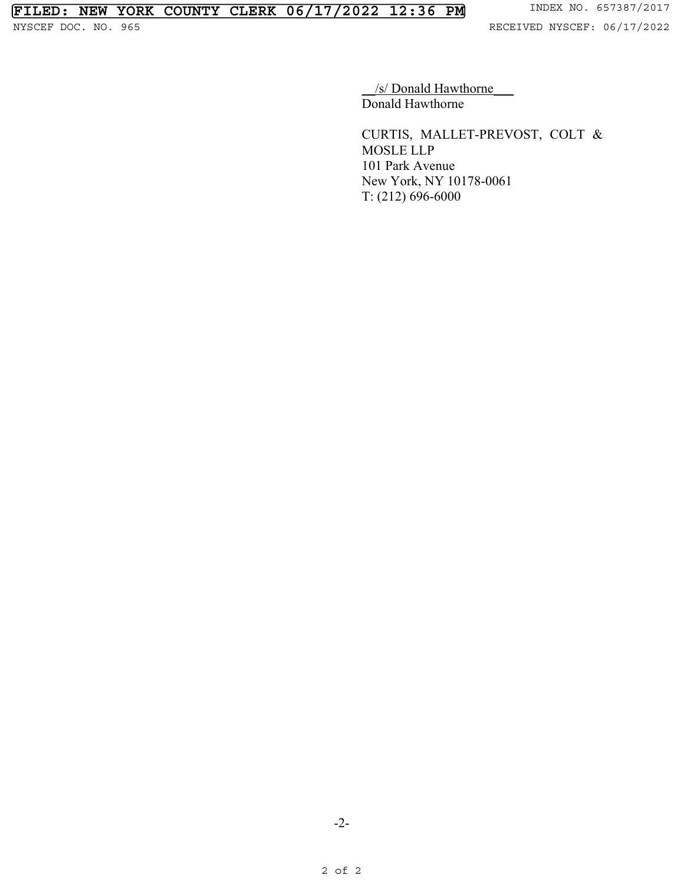/s/ Donald Hawthorne

Donald Hawthorne

CURTIS, MALLET-PREVOST, COLT & MOSLE LLP
101 Park Avenue
New York, NY 10178-0061
T: (212) 696-6000